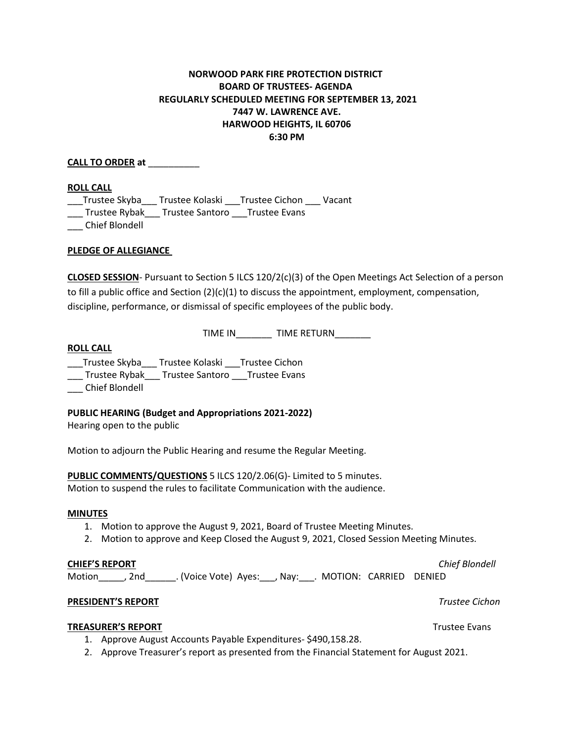**NORWOOD PARK FIRE PROTECTION DISTRICT**
**BOARD OF TRUSTEES- AGENDA**
**REGULARLY SCHEDULED MEETING FOR SEPTEMBER 13, 2021**
**7447 W. LAWRENCE AVE.**
**HARWOOD HEIGHTS, IL 60706**
**6:30 PM**

**CALL TO ORDER at** __________

**ROLL CALL**

___Trustee Skyba___ Trustee Kolaski ___Trustee Cichon ___ Vacant
___ Trustee Rybak___ Trustee Santoro ___Trustee Evans
___ Chief Blondell

**PLEDGE OF ALLEGIANCE**

**CLOSED SESSION**- Pursuant to Section 5 ILCS 120/2(c)(3) of the Open Meetings Act Selection of a person to fill a public office and Section (2)(c)(1) to discuss the appointment, employment, compensation, discipline, performance, or dismissal of specific employees of the public body.

TIME IN_______ TIME RETURN_______

**ROLL CALL**

___Trustee Skyba___ Trustee Kolaski ___Trustee Cichon
___ Trustee Rybak___ Trustee Santoro ___Trustee Evans
___ Chief Blondell

**PUBLIC HEARING (Budget and Appropriations 2021-2022)**
Hearing open to the public

Motion to adjourn the Public Hearing and resume the Regular Meeting.

**PUBLIC COMMENTS/QUESTIONS** 5 ILCS 120/2.06(G)- Limited to 5 minutes.
Motion to suspend the rules to facilitate Communication with the audience.

**MINUTES**

1. Motion to approve the August 9, 2021, Board of Trustee Meeting Minutes.
2. Motion to approve and Keep Closed the August 9, 2021, Closed Session Meeting Minutes.

**CHIEF'S REPORT** *Chief Blondell*
Motion_____, 2nd______. (Voice Vote) Ayes:___, Nay:___. MOTION: CARRIED DENIED

**PRESIDENT'S REPORT** *Trustee Cichon*

**TREASURER'S REPORT** Trustee Evans

1. Approve August Accounts Payable Expenditures- $490,158.28.
2. Approve Treasurer's report as presented from the Financial Statement for August 2021.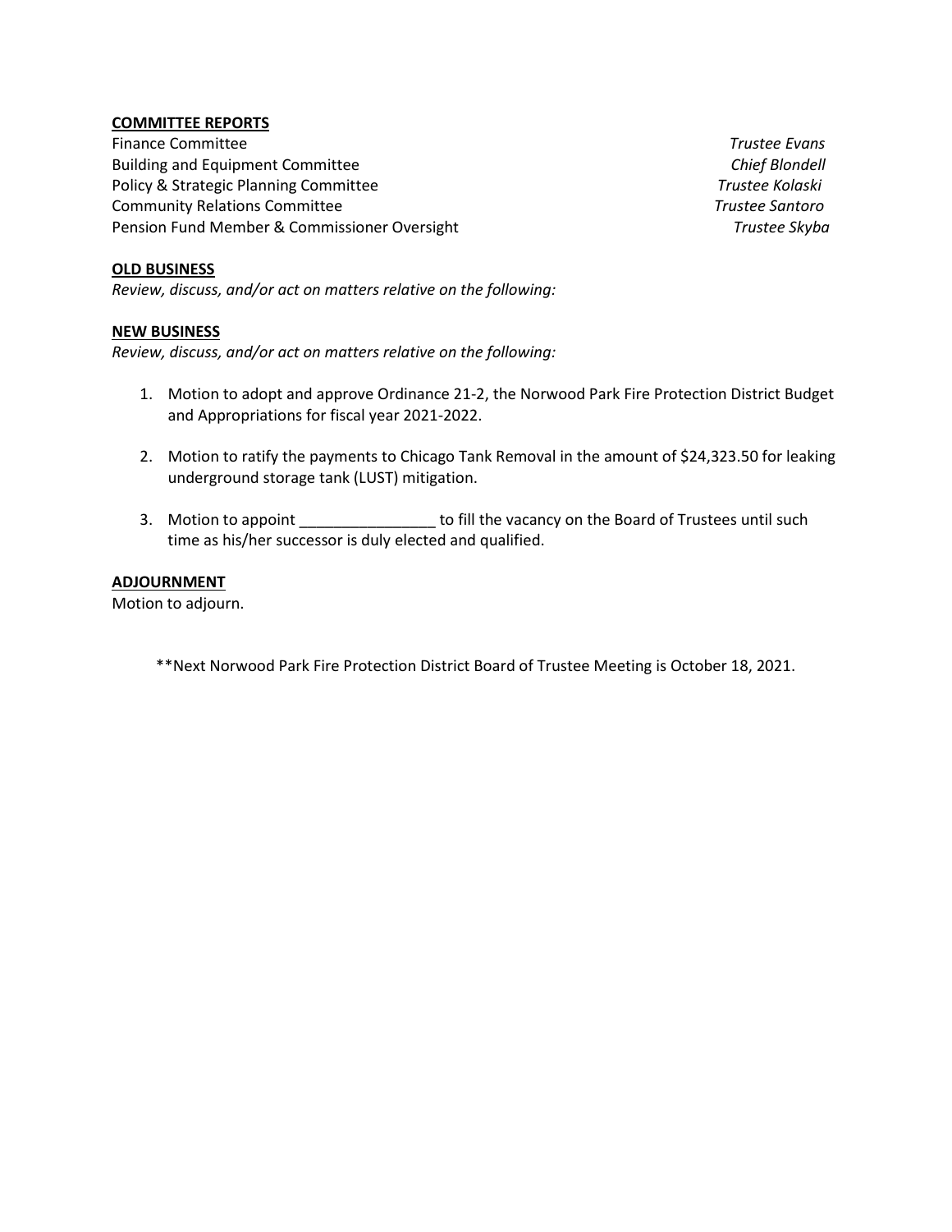**COMMITTEE REPORTS**

| | |
|---|---|
| Finance Committee | *Trustee Evans* |
| Building and Equipment Committee | *Chief Blondell* |
| Policy & Strategic Planning Committee | *Trustee Kolaski* |
| Community Relations Committee | *Trustee Santoro* |
| Pension Fund Member & Commissioner Oversight | *Trustee Skyba* |

**OLD BUSINESS**

*Review, discuss, and/or act on matters relative on the following:*

**NEW BUSINESS**

*Review, discuss, and/or act on matters relative on the following:*

1. Motion to adopt and approve Ordinance 21-2, the Norwood Park Fire Protection District Budget and Appropriations for fiscal year 2021-2022.

2. Motion to ratify the payments to Chicago Tank Removal in the amount of $24,323.50 for leaking underground storage tank (LUST) mitigation.

3. Motion to appoint ________________ to fill the vacancy on the Board of Trustees until such time as his/her successor is duly elected and qualified.

**ADJOURNMENT**

Motion to adjourn.

**Next Norwood Park Fire Protection District Board of Trustee Meeting is October 18, 2021.